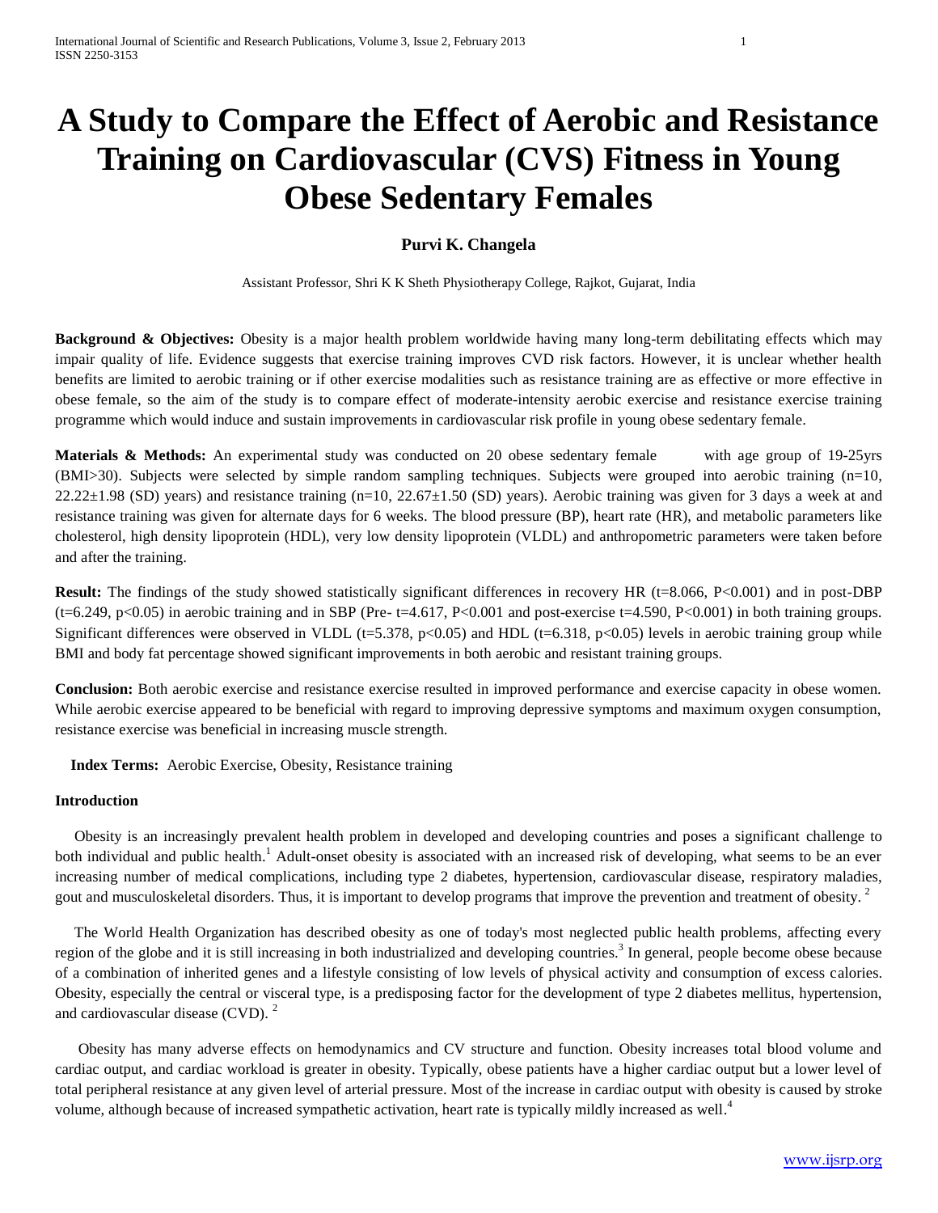# A Study to Compare the Effect of Aerobic and Resistance Training on Cardiovascular (CVS) Fitness in Young Obese Sedentary Females

**Purvi K. Changela**

Assistant Professor, Shri K K Sheth Physiotherapy College, Rajkot, Gujarat, India

**Background & Objectives:** Obesity is a major health problem worldwide having many long-term debilitating effects which may impair quality of life. Evidence suggests that exercise training improves CVD risk factors. However, it is unclear whether health benefits are limited to aerobic training or if other exercise modalities such as resistance training are as effective or more effective in obese female, so the aim of the study is to compare effect of moderate-intensity aerobic exercise and resistance exercise training programme which would induce and sustain improvements in cardiovascular risk profile in young obese sedentary female.

**Materials & Methods:** An experimental study was conducted on 20 obese sedentary female with age group of 19-25yrs (BMI>30). Subjects were selected by simple random sampling techniques. Subjects were grouped into aerobic training (n=10, 22.22±1.98 (SD) years) and resistance training (n=10, 22.67±1.50 (SD) years). Aerobic training was given for 3 days a week at and resistance training was given for alternate days for 6 weeks. The blood pressure (BP), heart rate (HR), and metabolic parameters like cholesterol, high density lipoprotein (HDL), very low density lipoprotein (VLDL) and anthropometric parameters were taken before and after the training.

**Result:** The findings of the study showed statistically significant differences in recovery HR ($t=8.066$, $P<0.001$) and in post-DBP ($t=6.249$, $p<0.05$) in aerobic training and in SBP (Pre- $t=4.617$, $P<0.001$ and post-exercise $t=4.590$, $P<0.001$) in both training groups. Significant differences were observed in VLDL ($t=5.378$, $p<0.05$) and HDL ($t=6.318$, $p<0.05$) levels in aerobic training group while BMI and body fat percentage showed significant improvements in both aerobic and resistant training groups.

**Conclusion:** Both aerobic exercise and resistance exercise resulted in improved performance and exercise capacity in obese women. While aerobic exercise appeared to be beneficial with regard to improving depressive symptoms and maximum oxygen consumption, resistance exercise was beneficial in increasing muscle strength.

**Index Terms:** Aerobic Exercise, Obesity, Resistance training

## Introduction

Obesity is an increasingly prevalent health problem in developed and developing countries and poses a significant challenge to both individual and public health.[1] Adult-onset obesity is associated with an increased risk of developing, what seems to be an ever increasing number of medical complications, including type 2 diabetes, hypertension, cardiovascular disease, respiratory maladies, gout and musculoskeletal disorders. Thus, it is important to develop programs that improve the prevention and treatment of obesity. [2]

The World Health Organization has described obesity as one of today's most neglected public health problems, affecting every region of the globe and it is still increasing in both industrialized and developing countries.[3] In general, people become obese because of a combination of inherited genes and a lifestyle consisting of low levels of physical activity and consumption of excess calories. Obesity, especially the central or visceral type, is a predisposing factor for the development of type 2 diabetes mellitus, hypertension, and cardiovascular disease (CVD). [2]

Obesity has many adverse effects on hemodynamics and CV structure and function. Obesity increases total blood volume and cardiac output, and cardiac workload is greater in obesity. Typically, obese patients have a higher cardiac output but a lower level of total peripheral resistance at any given level of arterial pressure. Most of the increase in cardiac output with obesity is caused by stroke volume, although because of increased sympathetic activation, heart rate is typically mildly increased as well.[4]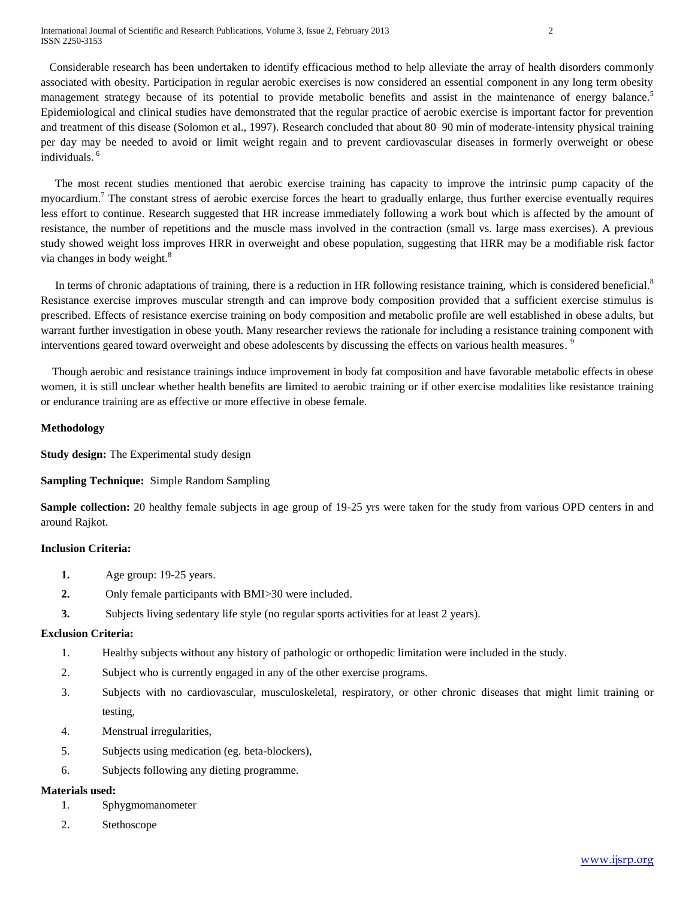Considerable research has been undertaken to identify efficacious method to help alleviate the array of health disorders commonly associated with obesity. Participation in regular aerobic exercises is now considered an essential component in any long term obesity management strategy because of its potential to provide metabolic benefits and assist in the maintenance of energy balance.[5] Epidemiological and clinical studies have demonstrated that the regular practice of aerobic exercise is important factor for prevention and treatment of this disease (Solomon et al., 1997). Research concluded that about 80–90 min of moderate-intensity physical training per day may be needed to avoid or limit weight regain and to prevent cardiovascular diseases in formerly overweight or obese individuals.[6]

The most recent studies mentioned that aerobic exercise training has capacity to improve the intrinsic pump capacity of the myocardium.[7] The constant stress of aerobic exercise forces the heart to gradually enlarge, thus further exercise eventually requires less effort to continue. Research suggested that HR increase immediately following a work bout which is affected by the amount of resistance, the number of repetitions and the muscle mass involved in the contraction (small vs. large mass exercises). A previous study showed weight loss improves HRR in overweight and obese population, suggesting that HRR may be a modifiable risk factor via changes in body weight.[8]

In terms of chronic adaptations of training, there is a reduction in HR following resistance training, which is considered beneficial.[8] Resistance exercise improves muscular strength and can improve body composition provided that a sufficient exercise stimulus is prescribed. Effects of resistance exercise training on body composition and metabolic profile are well established in obese adults, but warrant further investigation in obese youth. Many researcher reviews the rationale for including a resistance training component with interventions geared toward overweight and obese adolescents by discussing the effects on various health measures.[9]

Though aerobic and resistance trainings induce improvement in body fat composition and have favorable metabolic effects in obese women, it is still unclear whether health benefits are limited to aerobic training or if other exercise modalities like resistance training or endurance training are as effective or more effective in obese female.

## Methodology

**Study design:** The Experimental study design

**Sampling Technique:** Simple Random Sampling

**Sample collection:** 20 healthy female subjects in age group of 19-25 yrs were taken for the study from various OPD centers in and around Rajkot.

### Inclusion Criteria:

1. Age group: 19-25 years.
2. Only female participants with BMI>30 were included.
3. Subjects living sedentary life style (no regular sports activities for at least 2 years).

### Exclusion Criteria:

1. Healthy subjects without any history of pathologic or orthopedic limitation were included in the study.
2. Subject who is currently engaged in any of the other exercise programs.
3. Subjects with no cardiovascular, musculoskeletal, respiratory, or other chronic diseases that might limit training or testing,
4. Menstrual irregularities,
5. Subjects using medication (eg. beta-blockers),
6. Subjects following any dieting programme.

### Materials used:

1. Sphygmomanometer
2. Stethoscope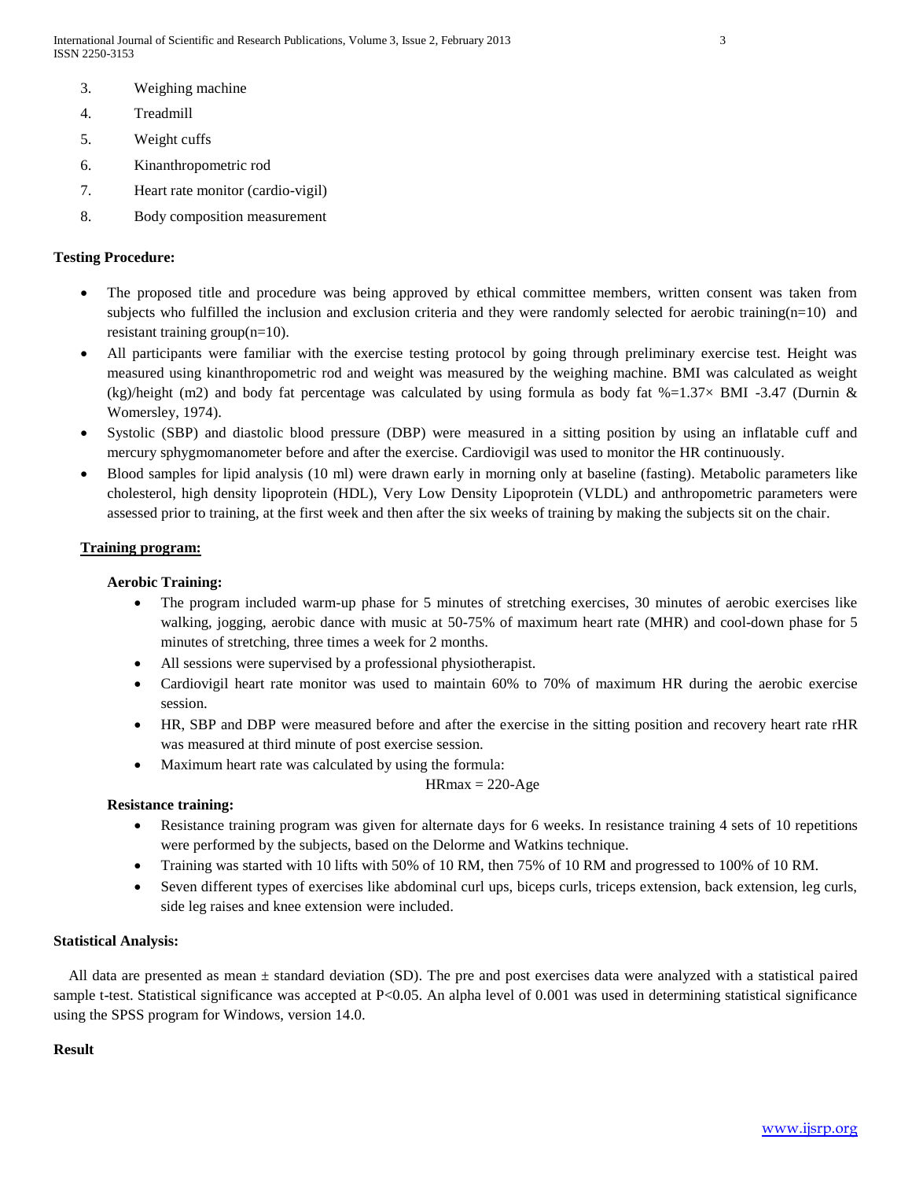3. Weighing machine
4. Treadmill
5. Weight cuffs
6. Kinanthropometric rod
7. Heart rate monitor (cardio-vigil)
8. Body composition measurement

**Testing Procedure:**

- The proposed title and procedure was being approved by ethical committee members, written consent was taken from subjects who fulfilled the inclusion and exclusion criteria and they were randomly selected for aerobic training(n=10) and resistant training group(n=10).
- All participants were familiar with the exercise testing protocol by going through preliminary exercise test. Height was measured using kinanthropometric rod and weight was measured by the weighing machine. BMI was calculated as weight (kg)/height (m2) and body fat percentage was calculated by using formula as body fat %=1.37× BMI -3.47 (Durnin & Womersley, 1974).
- Systolic (SBP) and diastolic blood pressure (DBP) were measured in a sitting position by using an inflatable cuff and mercury sphygmomanometer before and after the exercise. Cardiovigil was used to monitor the HR continuously.
- Blood samples for lipid analysis (10 ml) were drawn early in morning only at baseline (fasting). Metabolic parameters like cholesterol, high density lipoprotein (HDL), Very Low Density Lipoprotein (VLDL) and anthropometric parameters were assessed prior to training, at the first week and then after the six weeks of training by making the subjects sit on the chair.

**Training program:**

**Aerobic Training:**

- The program included warm-up phase for 5 minutes of stretching exercises, 30 minutes of aerobic exercises like walking, jogging, aerobic dance with music at 50-75% of maximum heart rate (MHR) and cool-down phase for 5 minutes of stretching, three times a week for 2 months.
- All sessions were supervised by a professional physiotherapist.
- Cardiovigil heart rate monitor was used to maintain 60% to 70% of maximum HR during the aerobic exercise session.
- HR, SBP and DBP were measured before and after the exercise in the sitting position and recovery heart rate rHR was measured at third minute of post exercise session.
- Maximum heart rate was calculated by using the formula:

$$HRmax = 220 - Age$$

**Resistance training:**

- Resistance training program was given for alternate days for 6 weeks. In resistance training 4 sets of 10 repetitions were performed by the subjects, based on the Delorme and Watkins technique.
- Training was started with 10 lifts with 50% of 10 RM, then 75% of 10 RM and progressed to 100% of 10 RM.
- Seven different types of exercises like abdominal curl ups, biceps curls, triceps extension, back extension, leg curls, side leg raises and knee extension were included.

**Statistical Analysis:**

All data are presented as mean ± standard deviation (SD). The pre and post exercises data were analyzed with a statistical paired sample t-test. Statistical significance was accepted at $P<0.05$. An alpha level of 0.001 was used in determining statistical significance using the SPSS program for Windows, version 14.0.

**Result**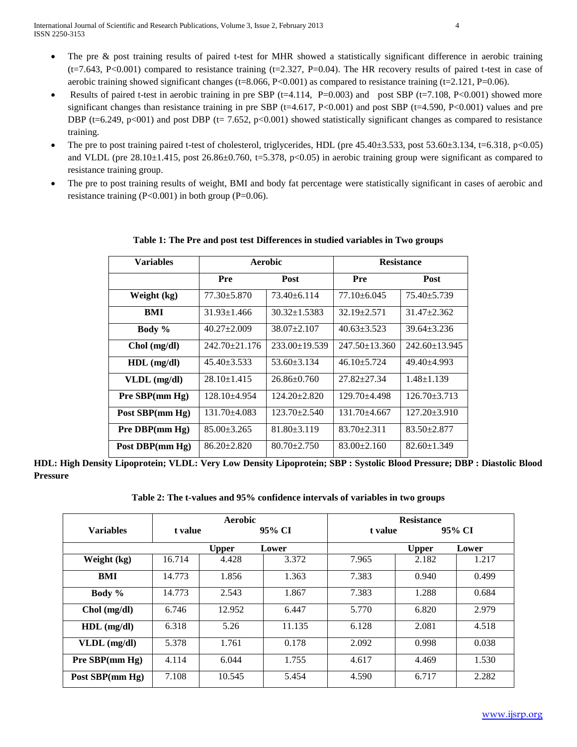- The pre & post training results of paired t-test for MHR showed a statistically significant difference in aerobic training ($t=7.643$, $P<0.001$) compared to resistance training ($t=2.327$, $P=0.04$). The HR recovery results of paired t-test in case of aerobic training showed significant changes ($t=8.066$, $P<0.001$) as compared to resistance training ($t=2.121$, $P=0.06$).
- Results of paired t-test in aerobic training in pre SBP ($t=4.114$, $P=0.003$) and post SBP ($t=7.108$, $P<0.001$) showed more significant changes than resistance training in pre SBP ($t=4.617$, $P<0.001$) and post SBP ($t=4.590$, $P<0.001$) values and pre DBP ($t=6.249$, p<001) and post DBP ($t= 7.652$, $p<0.001$) showed statistically significant changes as compared to resistance training.
- The pre to post training paired t-test of cholesterol, triglycerides, HDL (pre 45.40±3.533, post 53.60±3.134, $t=6.318$, $p<0.05$) and VLDL (pre 28.10±1.415, post 26.86±0.760, $t=5.378$, $p<0.05$) in aerobic training group were significant as compared to resistance training group.
- The pre to post training results of weight, BMI and body fat percentage were statistically significant in cases of aerobic and resistance training ($P<0.001$) in both group ($P=0.06$).

**Table 1: The Pre and post test Differences in studied variables in Two groups**

| Variables | Aerobic | | Resistance | |
|---|---|---|---|---|
| | Pre | Post | Pre | Post |
| Weight (kg) | 77.30±5.870 | 73.40±6.114 | 77.10±6.045 | 75.40±5.739 |
| BMI | 31.93±1.466 | 30.32±1.5383 | 32.19±2.571 | 31.47±2.362 |
| Body % | 40.27±2.009 | 38.07±2.107 | 40.63±3.523 | 39.64±3.236 |
| Chol (mg/dl) | 242.70±21.176 | 233.00±19.539 | 247.50±13.360 | 242.60±13.945 |
| HDL (mg/dl) | 45.40±3.533 | 53.60±3.134 | 46.10±5.724 | 49.40±4.993 |
| VLDL (mg/dl) | 28.10±1.415 | 26.86±0.760 | 27.82±27.34 | 1.48±1.139 |
| Pre SBP(mm Hg) | 128.10±4.954 | 124.20±2.820 | 129.70±4.498 | 126.70±3.713 |
| Post SBP(mm Hg) | 131.70±4.083 | 123.70±2.540 | 131.70±4.667 | 127.20±3.910 |
| Pre DBP(mm Hg) | 85.00±3.265 | 81.80±3.119 | 83.70±2.311 | 83.50±2.877 |
| Post DBP(mm Hg) | 86.20±2.820 | 80.70±2.750 | 83.00±2.160 | 82.60±1.349 |

**HDL: High Density Lipoprotein; VLDL: Very Low Density Lipoprotein; SBP : Systolic Blood Pressure; DBP : Diastolic Blood Pressure**

**Table 2: The t-values and 95% confidence intervals of variables in two groups**

| Variables | Aerobic | | | Resistance | | |
|---|---|---|---|---|---|---|
| | t value | 95% CI | | t value | 95% CI | |
| | | Upper | Lower | | Upper | Lower |
| Weight (kg) | 16.714 | 4.428 | 3.372 | 7.965 | 2.182 | 1.217 |
| BMI | 14.773 | 1.856 | 1.363 | 7.383 | 0.940 | 0.499 |
| Body % | 14.773 | 2.543 | 1.867 | 7.383 | 1.288 | 0.684 |
| Chol (mg/dl) | 6.746 | 12.952 | 6.447 | 5.770 | 6.820 | 2.979 |
| HDL (mg/dl) | 6.318 | 5.26 | 11.135 | 6.128 | 2.081 | 4.518 |
| VLDL (mg/dl) | 5.378 | 1.761 | 0.178 | 2.092 | 0.998 | 0.038 |
| Pre SBP(mm Hg) | 4.114 | 6.044 | 1.755 | 4.617 | 4.469 | 1.530 |
| Post SBP(mm Hg) | 7.108 | 10.545 | 5.454 | 4.590 | 6.717 | 2.282 |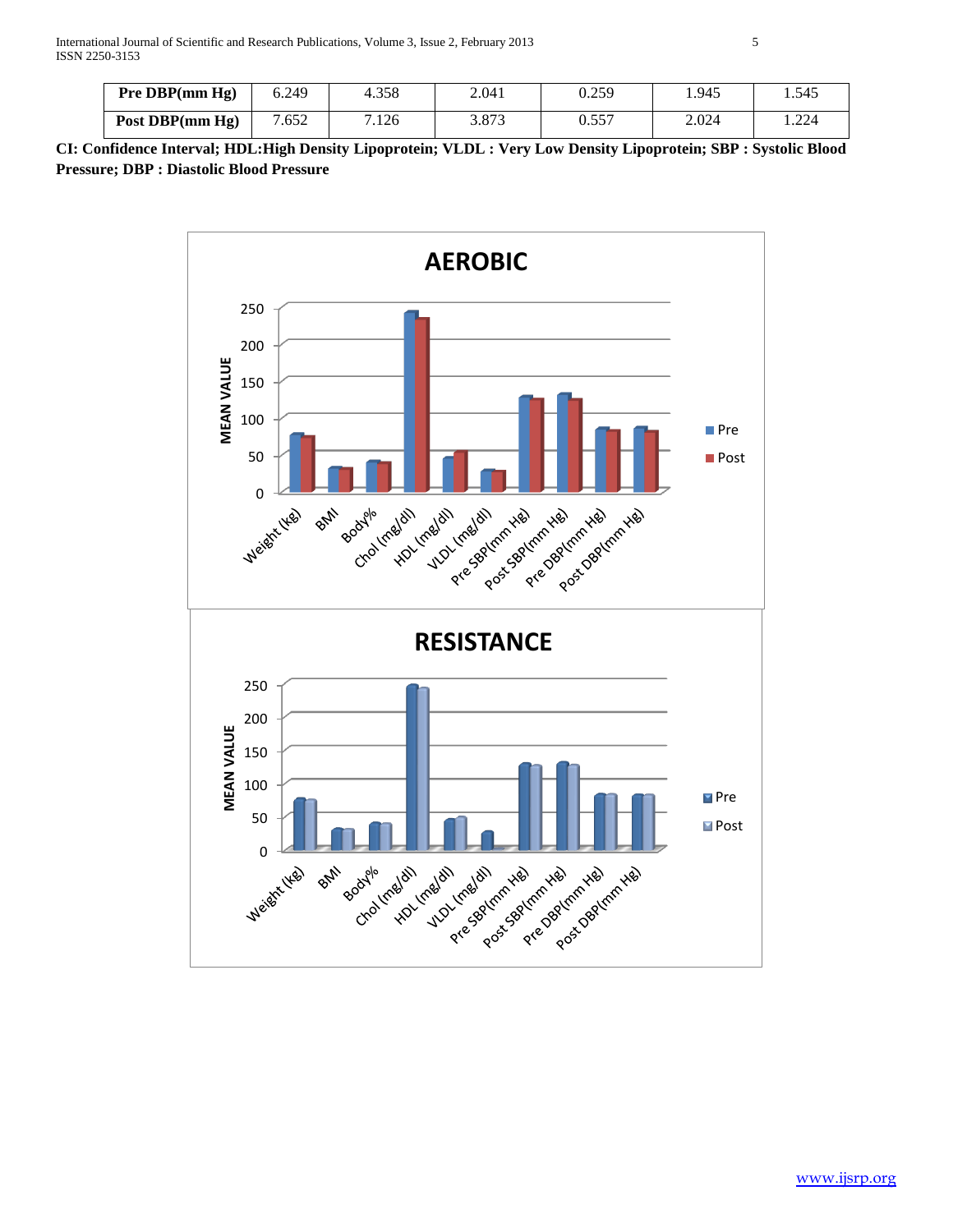| Pre DBP(mm Hg) | 6.249 | 4.358 | 2.041 | 0.259 | 1.945 | 1.545 |
|---|---|---|---|---|---|---|
| Post DBP(mm Hg) | 7.652 | 7.126 | 3.873 | 0.557 | 2.024 | 1.224 |

**CI: Confidence Interval; HDL:High Density Lipoprotein; VLDL : Very Low Density Lipoprotein; SBP : Systolic Blood Pressure; DBP : Diastolic Blood Pressure**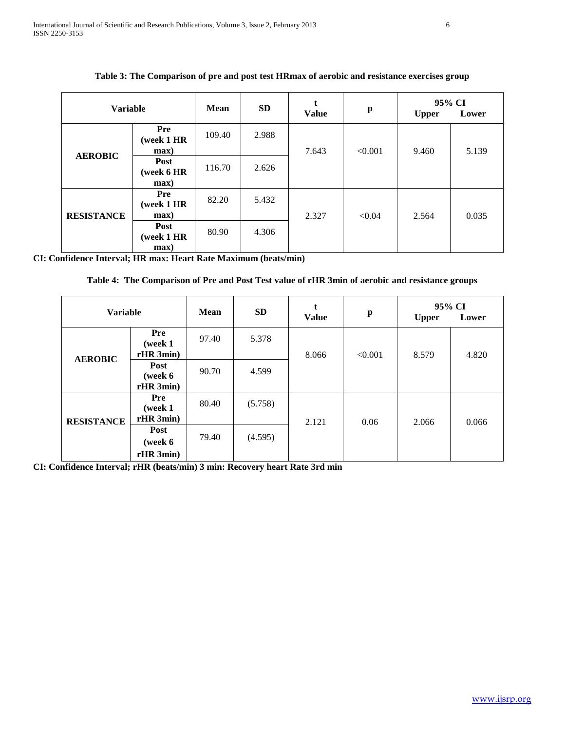**Table 3: The Comparison of pre and post test HRmax of aerobic and resistance exercises group**

| Variable | | Mean | SD | t Value | p | 95% CI Upper | 95% CI Lower |
|---|---|---|---|---|---|---|---|
| AEROBIC | Pre (week 1 HR max) | 109.40 | 2.988 | 7.643 | <0.001 | 9.460 | 5.139 |
| | Post (week 6 HR max) | 116.70 | 2.626 | | | | |
| RESISTANCE | Pre (week 1 HR max) | 82.20 | 5.432 | 2.327 | <0.04 | 2.564 | 0.035 |
| | Post (week 1 HR max) | 80.90 | 4.306 | | | | |

**CI: Confidence Interval; HR max: Heart Rate Maximum (beats/min)**

**Table 4: The Comparison of Pre and Post Test value of rHR 3min of aerobic and resistance groups**

| Variable | | Mean | SD | t Value | p | 95% CI Upper | 95% CI Lower |
|---|---|---|---|---|---|---|---|
| AEROBIC | Pre (week 1 rHR 3min) | 97.40 | 5.378 | 8.066 | <0.001 | 8.579 | 4.820 |
| | Post (week 6 rHR 3min) | 90.70 | 4.599 | | | | |
| RESISTANCE | Pre (week 1 rHR 3min) | 80.40 | (5.758) | 2.121 | 0.06 | 2.066 | 0.066 |
| | Post (week 6 rHR 3min) | 79.40 | (4.595) | | | | |

**CI: Confidence Interval; rHR (beats/min) 3 min: Recovery heart Rate 3rd min**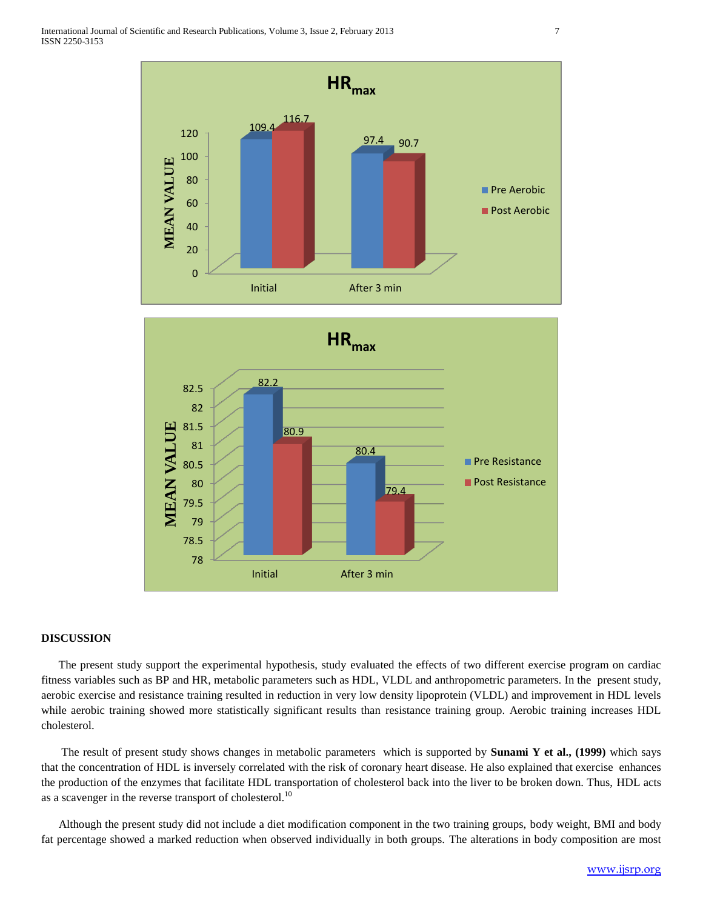## DISCUSSION

The present study support the experimental hypothesis, study evaluated the effects of two different exercise program on cardiac fitness variables such as BP and HR, metabolic parameters such as HDL, VLDL and anthropometric parameters. In the present study, aerobic exercise and resistance training resulted in reduction in very low density lipoprotein (VLDL) and improvement in HDL levels while aerobic training showed more statistically significant results than resistance training group. Aerobic training increases HDL cholesterol.

The result of present study shows changes in metabolic parameters which is supported by **Sunami Y et al., (1999)** which says that the concentration of HDL is inversely correlated with the risk of coronary heart disease. He also explained that exercise enhances the production of the enzymes that facilitate HDL transportation of cholesterol back into the liver to be broken down. Thus, HDL acts as a scavenger in the reverse transport of cholesterol.[10]

Although the present study did not include a diet modification component in the two training groups, body weight, BMI and body fat percentage showed a marked reduction when observed individually in both groups. The alterations in body composition are most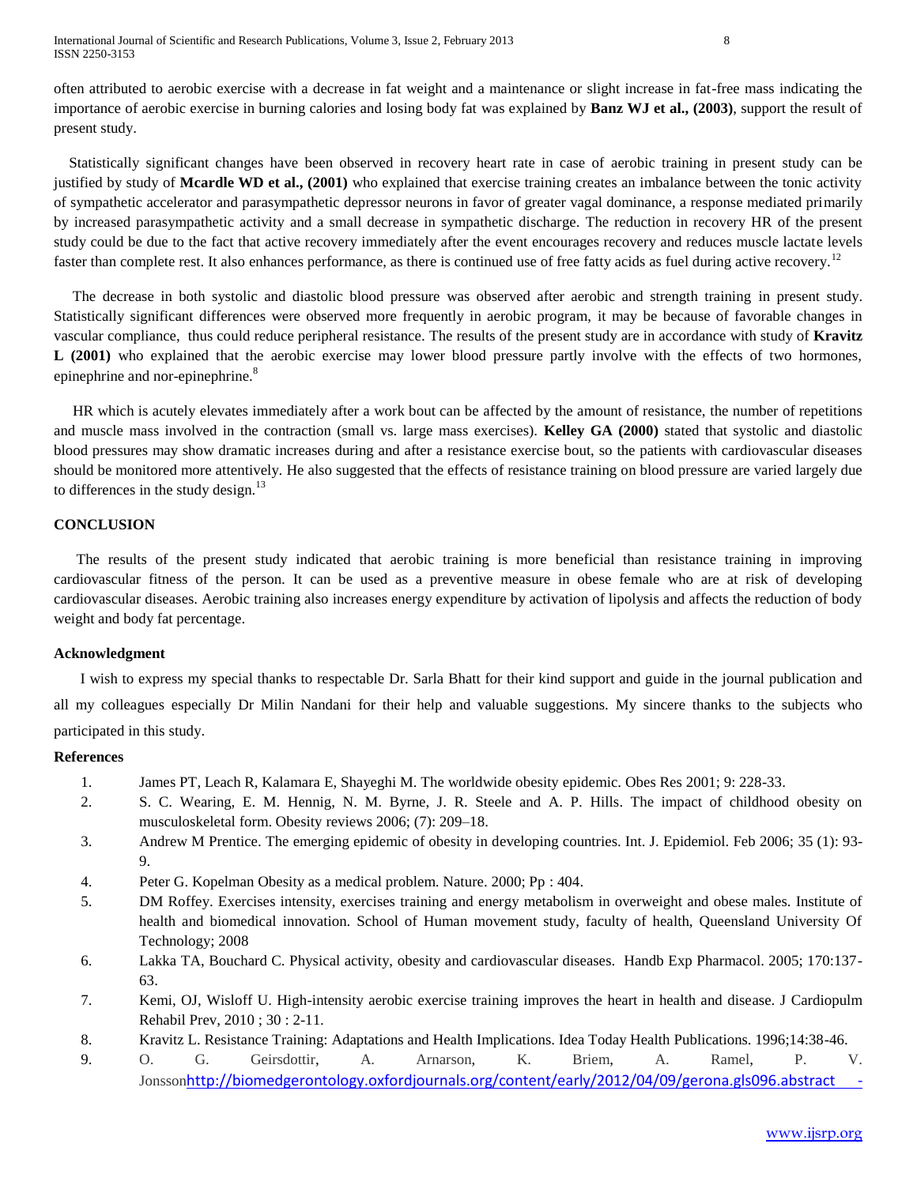often attributed to aerobic exercise with a decrease in fat weight and a maintenance or slight increase in fat-free mass indicating the importance of aerobic exercise in burning calories and losing body fat was explained by **Banz WJ et al., (2003)**, support the result of present study.

Statistically significant changes have been observed in recovery heart rate in case of aerobic training in present study can be justified by study of **Mcardle WD et al., (2001)** who explained that exercise training creates an imbalance between the tonic activity of sympathetic accelerator and parasympathetic depressor neurons in favor of greater vagal dominance, a response mediated primarily by increased parasympathetic activity and a small decrease in sympathetic discharge. The reduction in recovery HR of the present study could be due to the fact that active recovery immediately after the event encourages recovery and reduces muscle lactate levels faster than complete rest. It also enhances performance, as there is continued use of free fatty acids as fuel during active recovery.[12]

The decrease in both systolic and diastolic blood pressure was observed after aerobic and strength training in present study. Statistically significant differences were observed more frequently in aerobic program, it may be because of favorable changes in vascular compliance, thus could reduce peripheral resistance. The results of the present study are in accordance with study of **Kravitz L (2001)** who explained that the aerobic exercise may lower blood pressure partly involve with the effects of two hormones, epinephrine and nor-epinephrine.[8]

HR which is acutely elevates immediately after a work bout can be affected by the amount of resistance, the number of repetitions and muscle mass involved in the contraction (small vs. large mass exercises). **Kelley GA (2000)** stated that systolic and diastolic blood pressures may show dramatic increases during and after a resistance exercise bout, so the patients with cardiovascular diseases should be monitored more attentively. He also suggested that the effects of resistance training on blood pressure are varied largely due to differences in the study design.[13]

## CONCLUSION

The results of the present study indicated that aerobic training is more beneficial than resistance training in improving cardiovascular fitness of the person. It can be used as a preventive measure in obese female who are at risk of developing cardiovascular diseases. Aerobic training also increases energy expenditure by activation of lipolysis and affects the reduction of body weight and body fat percentage.

### Acknowledgment

I wish to express my special thanks to respectable Dr. Sarla Bhatt for their kind support and guide in the journal publication and all my colleagues especially Dr Milin Nandani for their help and valuable suggestions. My sincere thanks to the subjects who participated in this study.

### References

1. James PT, Leach R, Kalamara E, Shayeghi M. The worldwide obesity epidemic. Obes Res 2001; 9: 228-33.
2. S. C. Wearing, E. M. Hennig, N. M. Byrne, J. R. Steele and A. P. Hills. The impact of childhood obesity on musculoskeletal form. Obesity reviews 2006; (7): 209–18.
3. Andrew M Prentice. The emerging epidemic of obesity in developing countries. Int. J. Epidemiol. Feb 2006; 35 (1): 93-9.
4. Peter G. Kopelman Obesity as a medical problem. Nature. 2000; Pp : 404.
5. DM Roffey. Exercises intensity, exercises training and energy metabolism in overweight and obese males. Institute of health and biomedical innovation. School of Human movement study, faculty of health, Queensland University Of Technology; 2008
6. Lakka TA, Bouchard C. Physical activity, obesity and cardiovascular diseases. Handb Exp Pharmacol. 2005; 170:137-63.
7. Kemi, OJ, Wisloff U. High-intensity aerobic exercise training improves the heart in health and disease. J Cardiopulm Rehabil Prev, 2010 ; 30 : 2-11.
8. Kravitz L. Resistance Training: Adaptations and Health Implications. Idea Today Health Publications. 1996;14:38-46.
9. O. G. Geirsdottir, A. Arnarson, K. Briem, A. Ramel, P. V. Jonsson http://biomedgerontology.oxfordjournals.org/content/early/2012/04/09/gerona.gls096.abstract -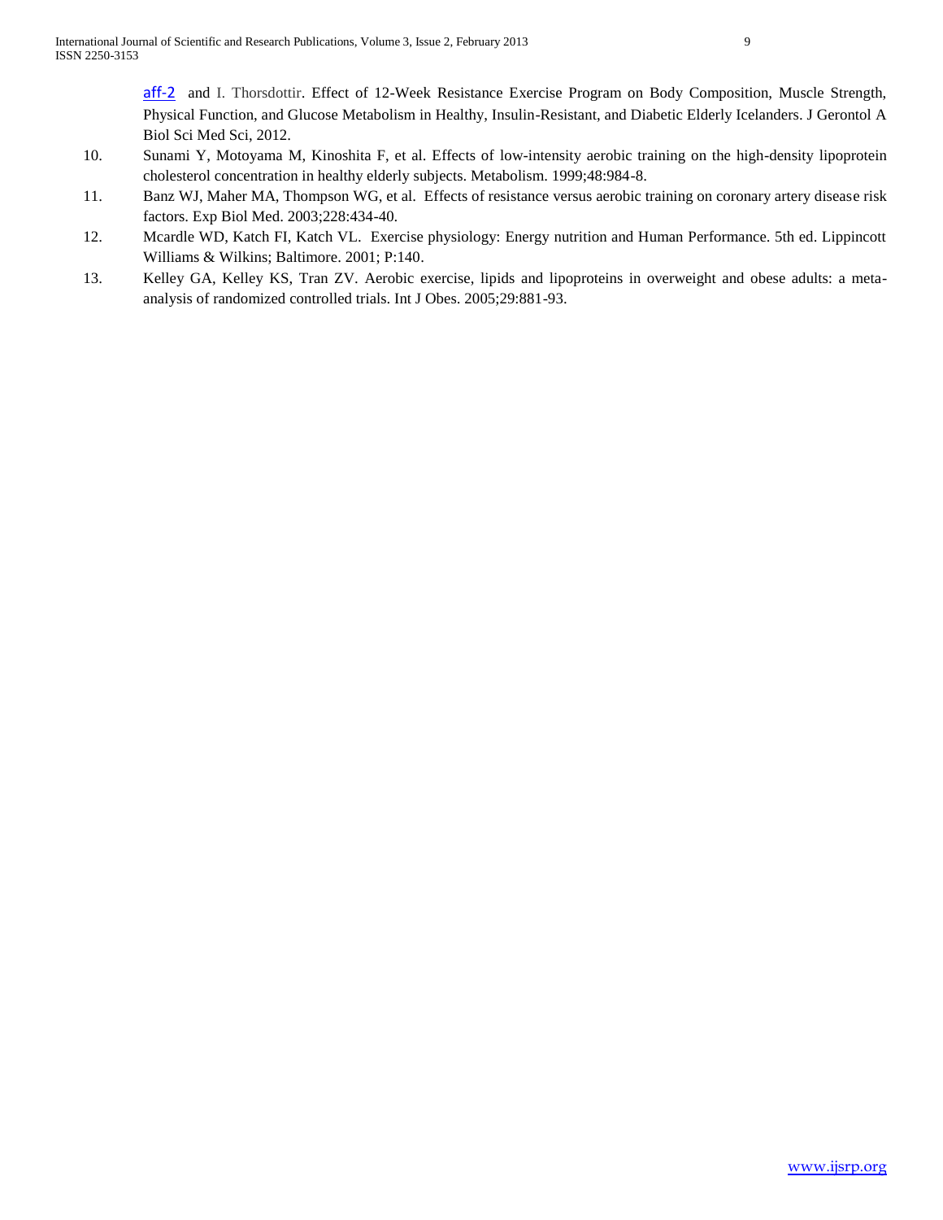aff-2 and I. Thorsdottir. Effect of 12-Week Resistance Exercise Program on Body Composition, Muscle Strength, Physical Function, and Glucose Metabolism in Healthy, Insulin-Resistant, and Diabetic Elderly Icelanders. J Gerontol A Biol Sci Med Sci, 2012.

10. Sunami Y, Motoyama M, Kinoshita F, et al. Effects of low-intensity aerobic training on the high-density lipoprotein cholesterol concentration in healthy elderly subjects. Metabolism. 1999;48:984-8.
11. Banz WJ, Maher MA, Thompson WG, et al. Effects of resistance versus aerobic training on coronary artery disease risk factors. Exp Biol Med. 2003;228:434-40.
12. Mcardle WD, Katch FI, Katch VL. Exercise physiology: Energy nutrition and Human Performance. 5th ed. Lippincott Williams & Wilkins; Baltimore. 2001; P:140.
13. Kelley GA, Kelley KS, Tran ZV. Aerobic exercise, lipids and lipoproteins in overweight and obese adults: a meta-analysis of randomized controlled trials. Int J Obes. 2005;29:881-93.